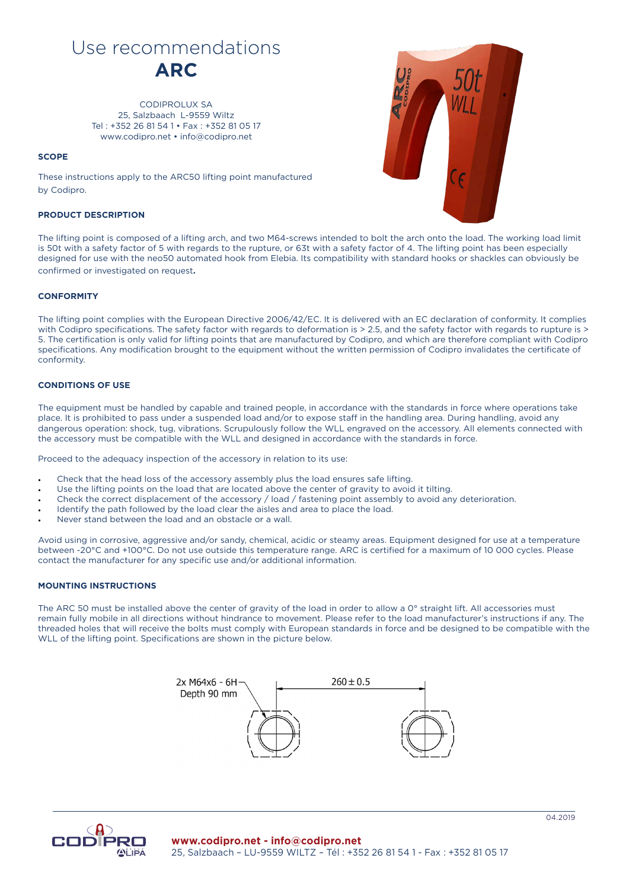# Use recommendations

# ARC

CODIPROLUX SA
25, Salzbaach L-9559 Wiltz
Tel : +352 26 81 54 1 • Fax : +352 81 05 17
www.codipro.net • info@codipro.net

### SCOPE

These instructions apply to the ARC50 lifting point manufactured by Codipro.

### PRODUCT DESCRIPTION

The lifting point is composed of a lifting arch, and two M64-screws intended to bolt the arch onto the load. The working load limit is 50t with a safety factor of 5 with regards to the rupture, or 63t with a safety factor of 4. The lifting point has been especially designed for use with the neo50 automated hook from Elebia. Its compatibility with standard hooks or shackles can obviously be confirmed or investigated on request.

### CONFORMITY

The lifting point complies with the European Directive 2006/42/EC. It is delivered with an EC declaration of conformity. It complies with Codipro specifications. The safety factor with regards to deformation is > 2.5, and the safety factor with regards to rupture is > 5. The certification is only valid for lifting points that are manufactured by Codipro, and which are therefore compliant with Codipro specifications. Any modification brought to the equipment without the written permission of Codipro invalidates the certificate of conformity.

### CONDITIONS OF USE

The equipment must be handled by capable and trained people, in accordance with the standards in force where operations take place. It is prohibited to pass under a suspended load and/or to expose staff in the handling area. During handling, avoid any dangerous operation: shock, tug, vibrations. Scrupulously follow the WLL engraved on the accessory. All elements connected with the accessory must be compatible with the WLL and designed in accordance with the standards in force.

Proceed to the adequacy inspection of the accessory in relation to its use:

- Check that the head loss of the accessory assembly plus the load ensures safe lifting.
- Use the lifting points on the load that are located above the center of gravity to avoid it tilting.
- Check the correct displacement of the accessory / load / fastening point assembly to avoid any deterioration.
- Identify the path followed by the load clear the aisles and area to place the load.
- Never stand between the load and an obstacle or a wall.

Avoid using in corrosive, aggressive and/or sandy, chemical, acidic or steamy areas. Equipment designed for use at a temperature between -20°C and +100°C. Do not use outside this temperature range. ARC is certified for a maximum of 10 000 cycles. Please contact the manufacturer for any specific use and/or additional information.

### MOUNTING INSTRUCTIONS

The ARC 50 must be installed above the center of gravity of the load in order to allow a 0° straight lift. All accessories must remain fully mobile in all directions without hindrance to movement. Please refer to the load manufacturer's instructions if any. The threaded holes that will receive the bolts must comply with European standards in force and be designed to be compatible with the WLL of the lifting point. Specifications are shown in the picture below.

2x M64x6 - 6H
Depth 90 mm

260 ± 0.5

04.2019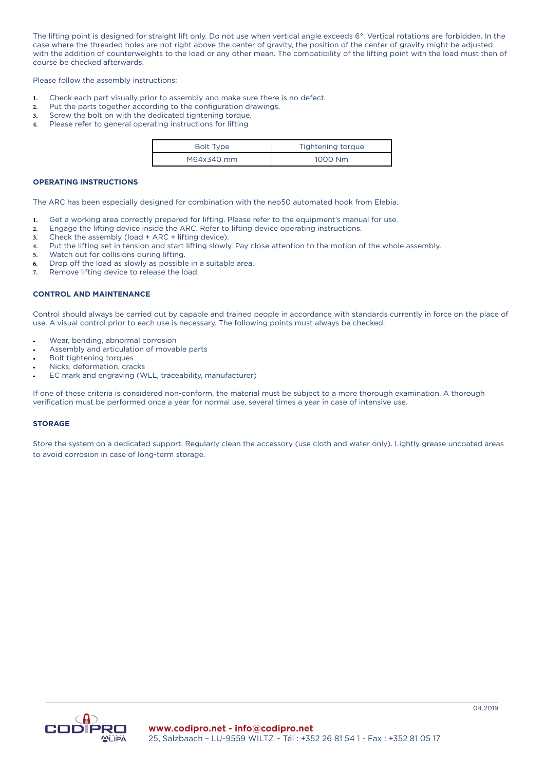The lifting point is designed for straight lift only. Do not use when vertical angle exceeds 6°. Vertical rotations are forbidden. In the case where the threaded holes are not right above the center of gravity, the position of the center of gravity might be adjusted with the addition of counterweights to the load or any other mean. The compatibility of the lifting point with the load must then of course be checked afterwards.

Please follow the assembly instructions:

1. Check each part visually prior to assembly and make sure there is no defect.
2. Put the parts together according to the configuration drawings.
3. Screw the bolt on with the dedicated tightening torque.
4. Please refer to general operating instructions for lifting

| Bolt Type | Tightening torque |
|---|---|
| M64x340 mm | 1000 Nm |

### OPERATING INSTRUCTIONS

The ARC has been especially designed for combination with the neo50 automated hook from Elebia.

1. Get a working area correctly prepared for lifting. Please refer to the equipment's manual for use.
2. Engage the lifting device inside the ARC. Refer to lifting device operating instructions.
3. Check the assembly (load + ARC + lifting device).
4. Put the lifting set in tension and start lifting slowly. Pay close attention to the motion of the whole assembly.
5. Watch out for collisions during lifting.
6. Drop off the load as slowly as possible in a suitable area.
7. Remove lifting device to release the load.

### CONTROL AND MAINTENANCE

Control should always be carried out by capable and trained people in accordance with standards currently in force on the place of use. A visual control prior to each use is necessary. The following points must always be checked:

- Wear, bending, abnormal corrosion
- Assembly and articulation of movable parts
- Bolt tightening torques
- Nicks, deformation, cracks
- EC mark and engraving (WLL, traceability, manufacturer)

If one of these criteria is considered non-conform, the material must be subject to a more thorough examination. A thorough verification must be performed once a year for normal use, several times a year in case of intensive use.

### STORAGE

Store the system on a dedicated support. Regularly clean the accessory (use cloth and water only). Lightly grease uncoated areas to avoid corrosion in case of long-term storage.

04.2019

**www.codipro.net - info@codipro.net**
25, Salzbaach – LU-9559 WILTZ – Tél : +352 26 81 54 1 - Fax : +352 81 05 17